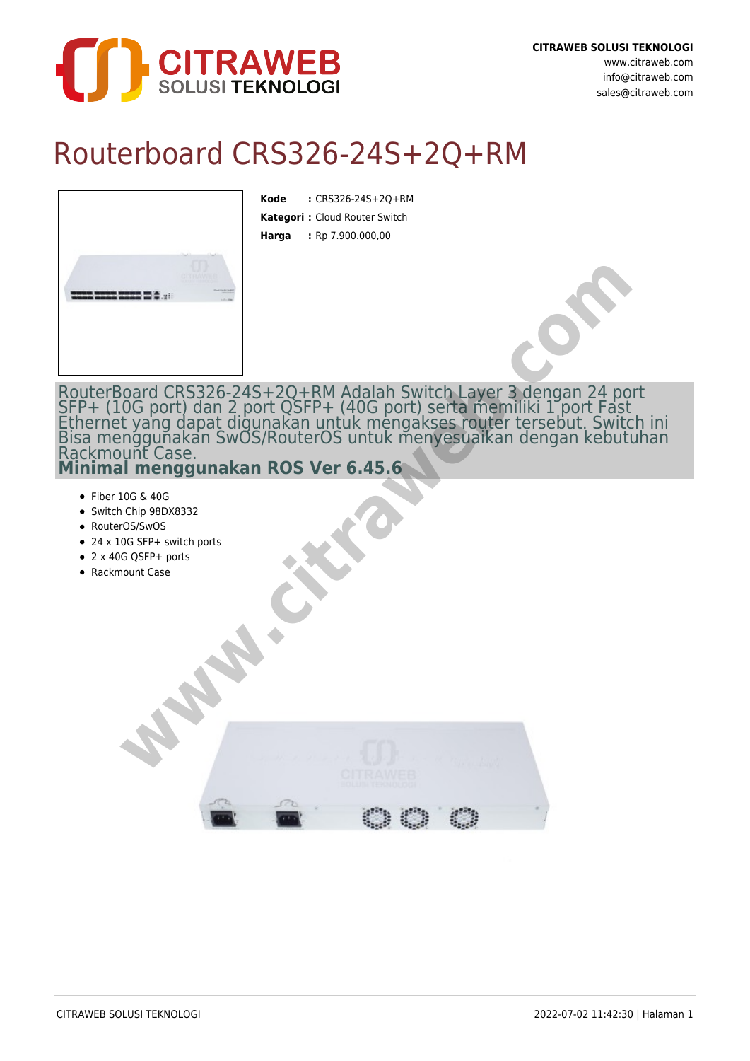# Routerboard CRS326-24S+2Q+RM

**Kode** : CRS326-24S+2Q+RM
**Kategori** : Cloud Router Switch
**Harga** : Rp 7.900.000,00

RouterBoard CRS326-24S+2Q+RM Adalah Switch Layer 3 dengan 24 port SFP+ (10G port) dan 2 port QSFP+ (40G port) serta memiliki 1 port Fast Ethernet yang dapat digunakan untuk mengakses router tersebut. Switch ini Bisa menggunakan SwOS/RouterOS untuk menyesuaikan dengan kebutuhan Rackmount Case.

**Minimal menggunakan ROS Ver 6.45.6**

- Fiber 10G & 40G
- Switch Chip 98DX8332
- RouterOS/SwOS
- 24 x 10G SFP+ switch ports
- 2 x 40G QSFP+ ports
- Rackmount Case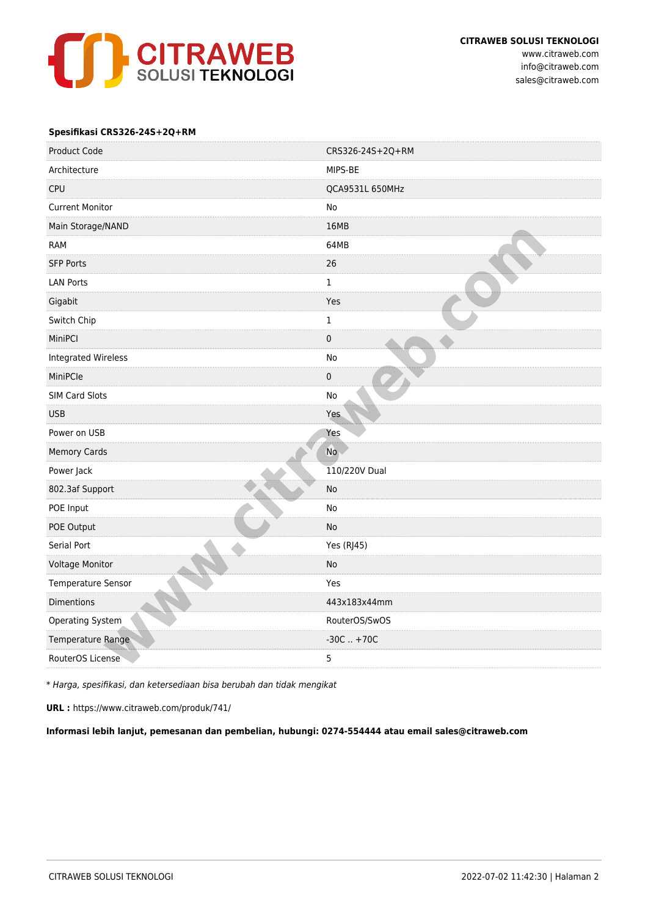**Spesifikasi CRS326-24S+2Q+RM**

| | |
|---|---|
| Product Code | CRS326-24S+2Q+RM |
| Architecture | MIPS-BE |
| CPU | QCA9531L 650MHz |
| Current Monitor | No |
| Main Storage/NAND | 16MB |
| RAM | 64MB |
| SFP Ports | 26 |
| LAN Ports | 1 |
| Gigabit | Yes |
| Switch Chip | 1 |
| MiniPCI | 0 |
| Integrated Wireless | No |
| MiniPCIe | 0 |
| SIM Card Slots | No |
| USB | Yes |
| Power on USB | Yes |
| Memory Cards | No |
| Power Jack | 110/220V Dual |
| 802.3af Support | No |
| POE Input | No |
| POE Output | No |
| Serial Port | Yes (RJ45) |
| Voltage Monitor | No |
| Temperature Sensor | Yes |
| Dimentions | 443x183x44mm |
| Operating System | RouterOS/SwOS |
| Temperature Range | -30C .. +70C |
| RouterOS License | 5 |

*\* Harga, spesifikasi, dan ketersediaan bisa berubah dan tidak mengikat*

**URL :** https://www.citraweb.com/produk/741/

**Informasi lebih lanjut, pemesanan dan pembelian, hubungi: 0274-554444 atau email sales@citraweb.com**